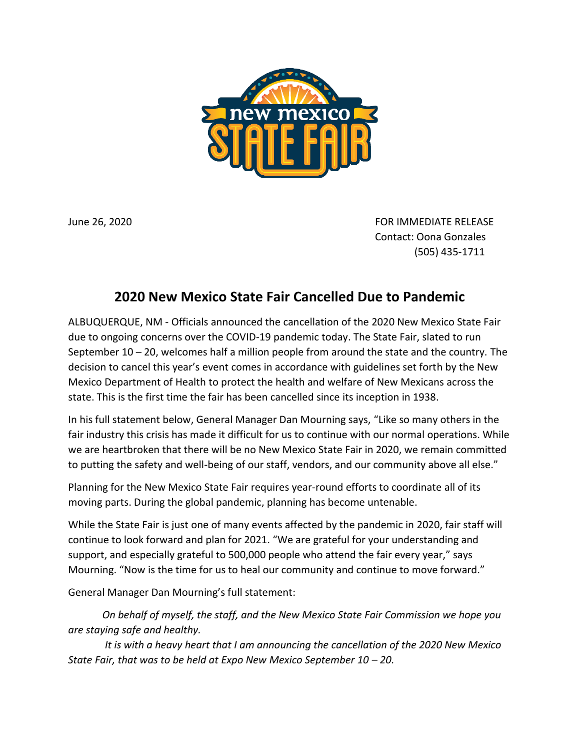June 26, 2020

FOR IMMEDIATE RELEASE
Contact: Oona Gonzales
(505) 435-1711

# 2020 New Mexico State Fair Cancelled Due to Pandemic

ALBUQUERQUE, NM - Officials announced the cancellation of the 2020 New Mexico State Fair due to ongoing concerns over the COVID-19 pandemic today. The State Fair, slated to run September 10 – 20, welcomes half a million people from around the state and the country. The decision to cancel this year's event comes in accordance with guidelines set forth by the New Mexico Department of Health to protect the health and welfare of New Mexicans across the state. This is the first time the fair has been cancelled since its inception in 1938.

In his full statement below, General Manager Dan Mourning says, "Like so many others in the fair industry this crisis has made it difficult for us to continue with our normal operations. While we are heartbroken that there will be no New Mexico State Fair in 2020, we remain committed to putting the safety and well-being of our staff, vendors, and our community above all else."

Planning for the New Mexico State Fair requires year-round efforts to coordinate all of its moving parts. During the global pandemic, planning has become untenable.

While the State Fair is just one of many events affected by the pandemic in 2020, fair staff will continue to look forward and plan for 2021. "We are grateful for your understanding and support, and especially grateful to 500,000 people who attend the fair every year," says Mourning. "Now is the time for us to heal our community and continue to move forward."

General Manager Dan Mourning's full statement:

*On behalf of myself, the staff, and the New Mexico State Fair Commission we hope you are staying safe and healthy.*

*It is with a heavy heart that I am announcing the cancellation of the 2020 New Mexico State Fair, that was to be held at Expo New Mexico September 10 – 20.*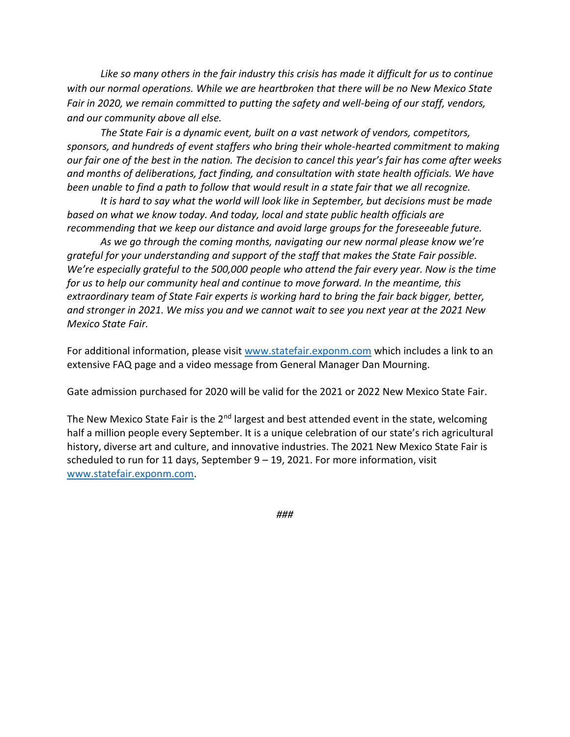*Like so many others in the fair industry this crisis has made it difficult for us to continue with our normal operations. While we are heartbroken that there will be no New Mexico State Fair in 2020, we remain committed to putting the safety and well-being of our staff, vendors, and our community above all else.*

*The State Fair is a dynamic event, built on a vast network of vendors, competitors, sponsors, and hundreds of event staffers who bring their whole-hearted commitment to making our fair one of the best in the nation. The decision to cancel this year's fair has come after weeks and months of deliberations, fact finding, and consultation with state health officials. We have been unable to find a path to follow that would result in a state fair that we all recognize.*

*It is hard to say what the world will look like in September, but decisions must be made based on what we know today. And today, local and state public health officials are recommending that we keep our distance and avoid large groups for the foreseeable future.*

*As we go through the coming months, navigating our new normal please know we're grateful for your understanding and support of the staff that makes the State Fair possible. We're especially grateful to the 500,000 people who attend the fair every year. Now is the time for us to help our community heal and continue to move forward. In the meantime, this extraordinary team of State Fair experts is working hard to bring the fair back bigger, better, and stronger in 2021. We miss you and we cannot wait to see you next year at the 2021 New Mexico State Fair.*

For additional information, please visit [www.statefair.exponm.com](http://www.statefair.exponm.com) which includes a link to an extensive FAQ page and a video message from General Manager Dan Mourning.

Gate admission purchased for 2020 will be valid for the 2021 or 2022 New Mexico State Fair.

The New Mexico State Fair is the 2nd largest and best attended event in the state, welcoming half a million people every September. It is a unique celebration of our state's rich agricultural history, diverse art and culture, and innovative industries. The 2021 New Mexico State Fair is scheduled to run for 11 days, September 9 – 19, 2021. For more information, visit [www.statefair.exponm.com](http://www.statefair.exponm.com).

###